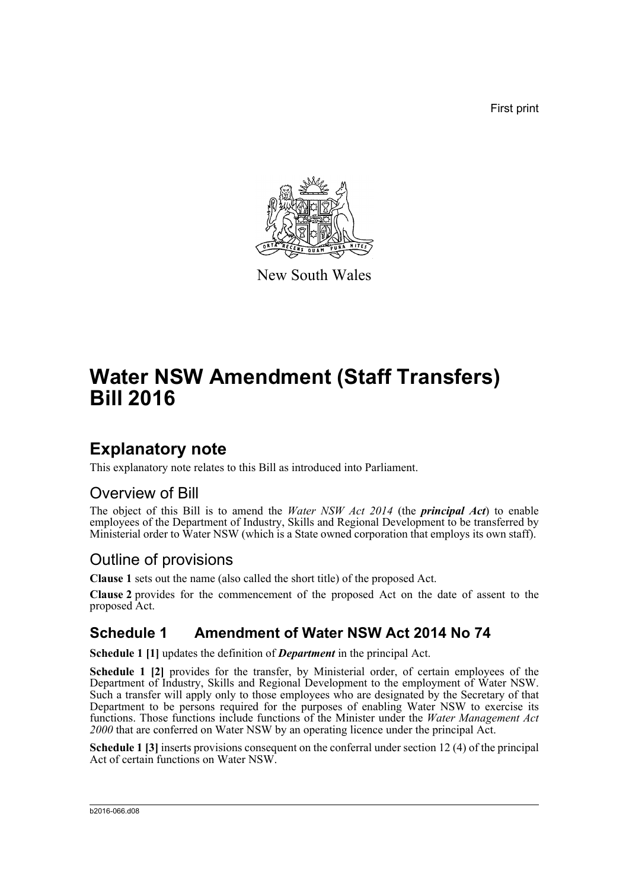First print

New South Wales

# Water NSW Amendment (Staff Transfers) Bill 2016

## Explanatory note

This explanatory note relates to this Bill as introduced into Parliament.

### Overview of Bill

The object of this Bill is to amend the *Water NSW Act 2014* (the ***principal Act***) to enable employees of the Department of Industry, Skills and Regional Development to be transferred by Ministerial order to Water NSW (which is a State owned corporation that employs its own staff).

### Outline of provisions

**Clause 1** sets out the name (also called the short title) of the proposed Act.

**Clause 2** provides for the commencement of the proposed Act on the date of assent to the proposed Act.

### Schedule 1 Amendment of Water NSW Act 2014 No 74

**Schedule 1 [1]** updates the definition of ***Department*** in the principal Act.

**Schedule 1 [2]** provides for the transfer, by Ministerial order, of certain employees of the Department of Industry, Skills and Regional Development to the employment of Water NSW. Such a transfer will apply only to those employees who are designated by the Secretary of that Department to be persons required for the purposes of enabling Water NSW to exercise its functions. Those functions include functions of the Minister under the *Water Management Act 2000* that are conferred on Water NSW by an operating licence under the principal Act.

**Schedule 1 [3]** inserts provisions consequent on the conferral under section 12 (4) of the principal Act of certain functions on Water NSW.

b2016-066.d08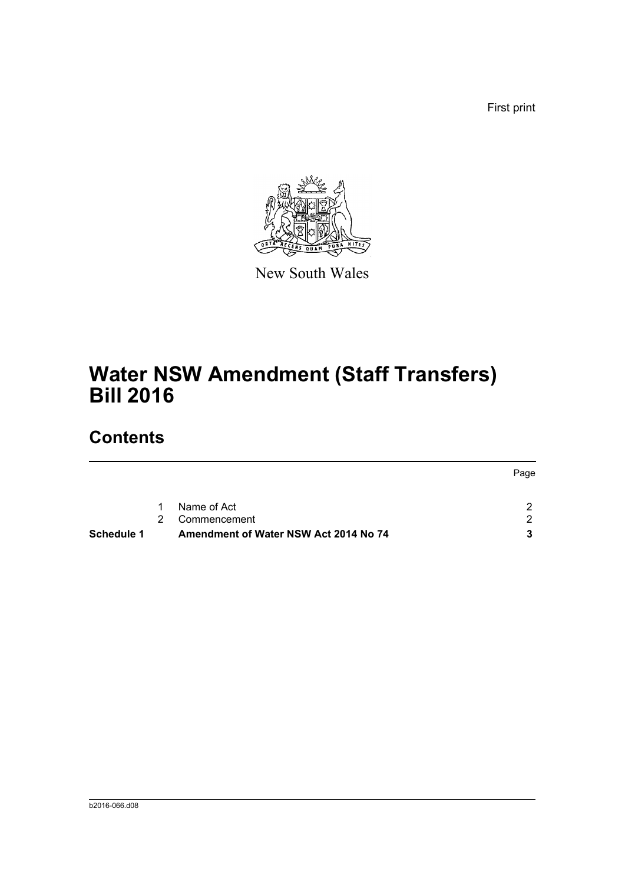First print

New South Wales

# Water NSW Amendment (Staff Transfers) Bill 2016

## Contents

| | | | Page |
|---|---|---|---|
| | 1 | Name of Act | 2 |
| | 2 | Commencement | 2 |
| **Schedule 1** | | **Amendment of Water NSW Act 2014 No 74** | **3** |

b2016-066.d08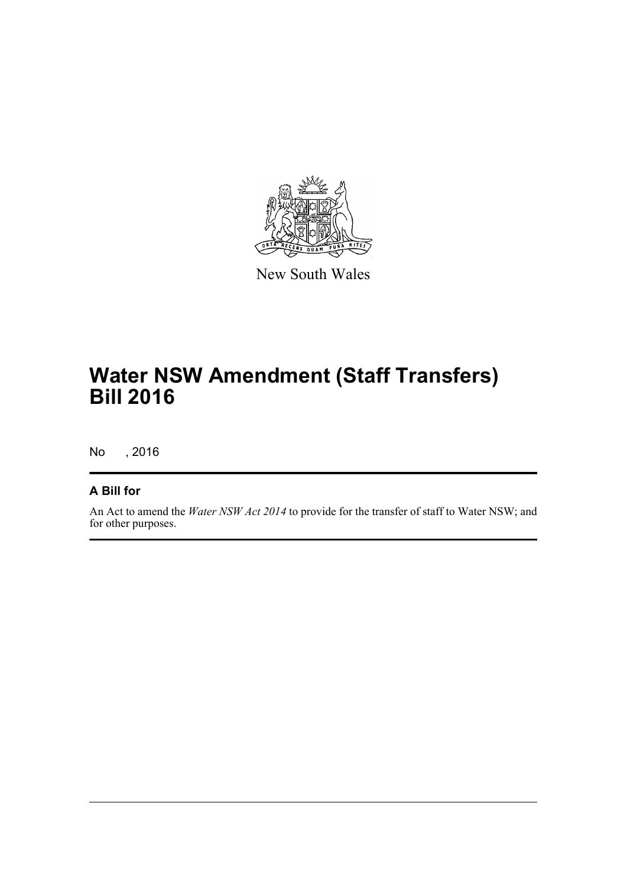New South Wales

# Water NSW Amendment (Staff Transfers) Bill 2016

No , 2016

## A Bill for

An Act to amend the *Water NSW Act 2014* to provide for the transfer of staff to Water NSW; and for other purposes.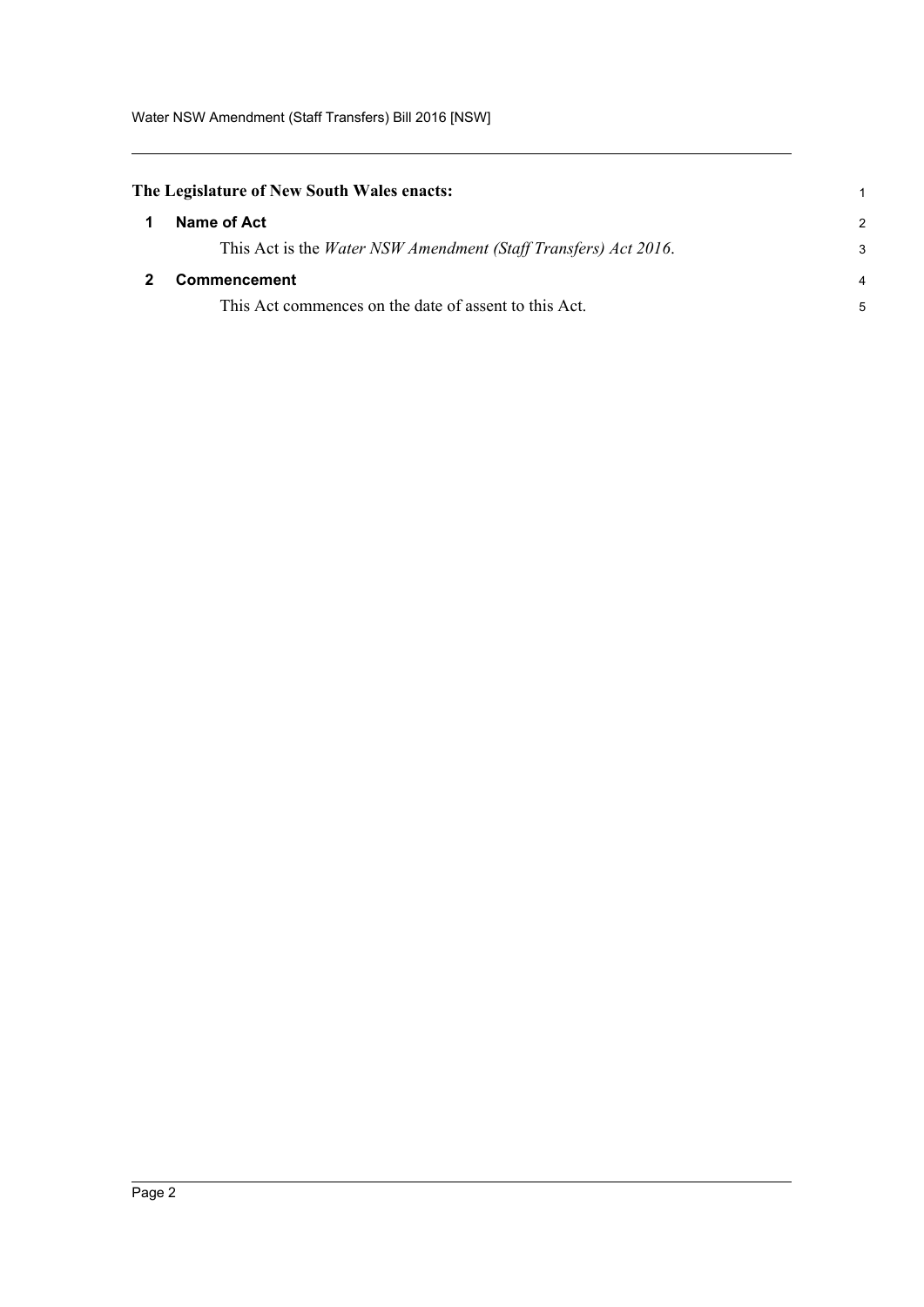**The Legislature of New South Wales enacts:**

## 1 Name of Act

This Act is the *Water NSW Amendment (Staff Transfers) Act 2016*.

## 2 Commencement

This Act commences on the date of assent to this Act.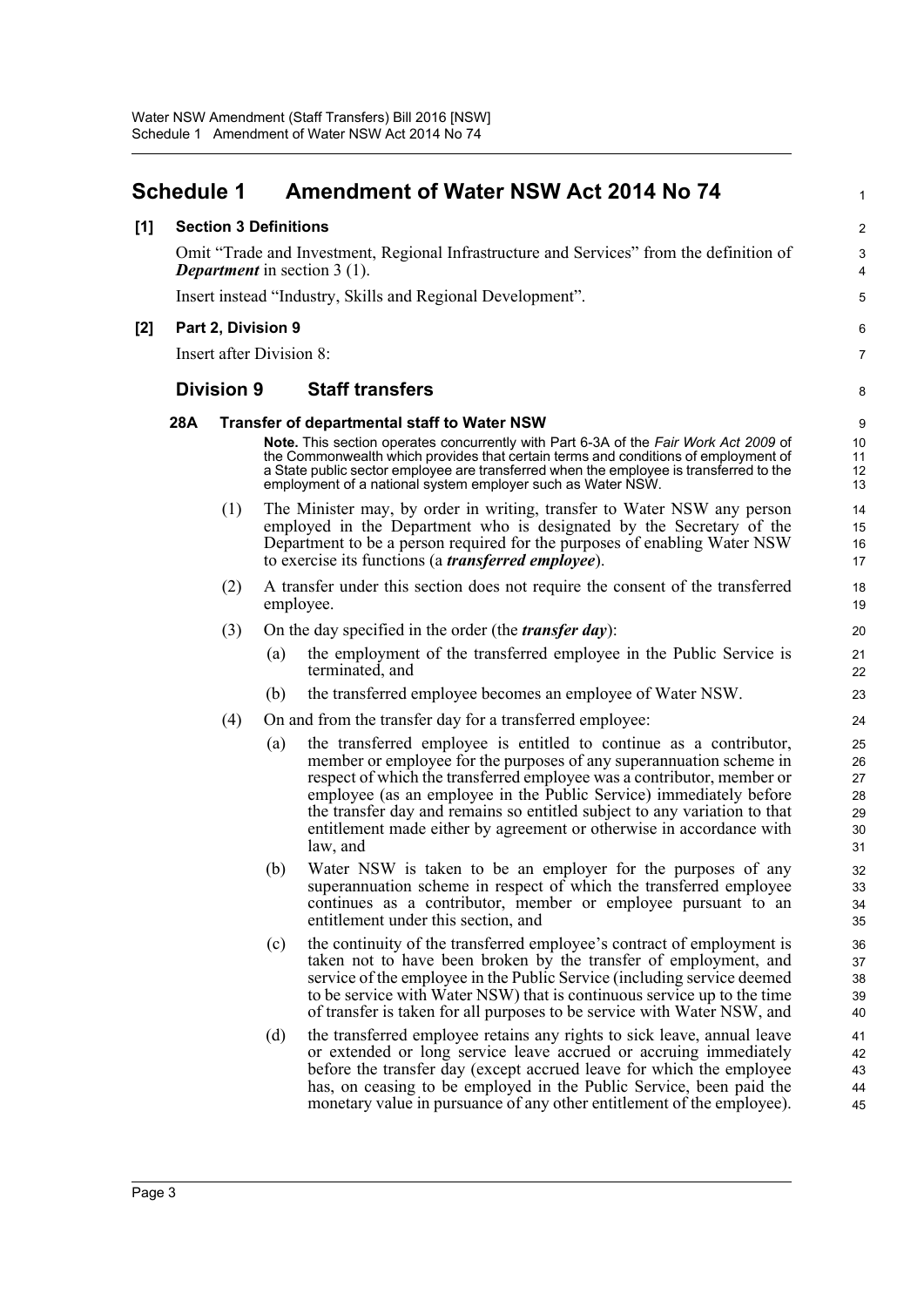# Schedule 1 Amendment of Water NSW Act 2014 No 74

**[1] Section 3 Definitions**

Omit "Trade and Investment, Regional Infrastructure and Services" from the definition of ***Department*** in section 3 (1).

Insert instead "Industry, Skills and Regional Development".

**[2] Part 2, Division 9**

Insert after Division 8:

## Division 9 Staff transfers

### 28A Transfer of departmental staff to Water NSW

**Note.** This section operates concurrently with Part 6-3A of the *Fair Work Act 2009* of the Commonwealth which provides that certain terms and conditions of employment of a State public sector employee are transferred when the employee is transferred to the employment of a national system employer such as Water NSW.

(1) The Minister may, by order in writing, transfer to Water NSW any person employed in the Department who is designated by the Secretary of the Department to be a person required for the purposes of enabling Water NSW to exercise its functions (a ***transferred employee***).

(2) A transfer under this section does not require the consent of the transferred employee.

(3) On the day specified in the order (the ***transfer day***):

- (a) the employment of the transferred employee in the Public Service is terminated, and
- (b) the transferred employee becomes an employee of Water NSW.

(4) On and from the transfer day for a transferred employee:

- (a) the transferred employee is entitled to continue as a contributor, member or employee for the purposes of any superannuation scheme in respect of which the transferred employee was a contributor, member or employee (as an employee in the Public Service) immediately before the transfer day and remains so entitled subject to any variation to that entitlement made either by agreement or otherwise in accordance with law, and
- (b) Water NSW is taken to be an employer for the purposes of any superannuation scheme in respect of which the transferred employee continues as a contributor, member or employee pursuant to an entitlement under this section, and
- (c) the continuity of the transferred employee's contract of employment is taken not to have been broken by the transfer of employment, and service of the employee in the Public Service (including service deemed to be service with Water NSW) that is continuous service up to the time of transfer is taken for all purposes to be service with Water NSW, and
- (d) the transferred employee retains any rights to sick leave, annual leave or extended or long service leave accrued or accruing immediately before the transfer day (except accrued leave for which the employee has, on ceasing to be employed in the Public Service, been paid the monetary value in pursuance of any other entitlement of the employee).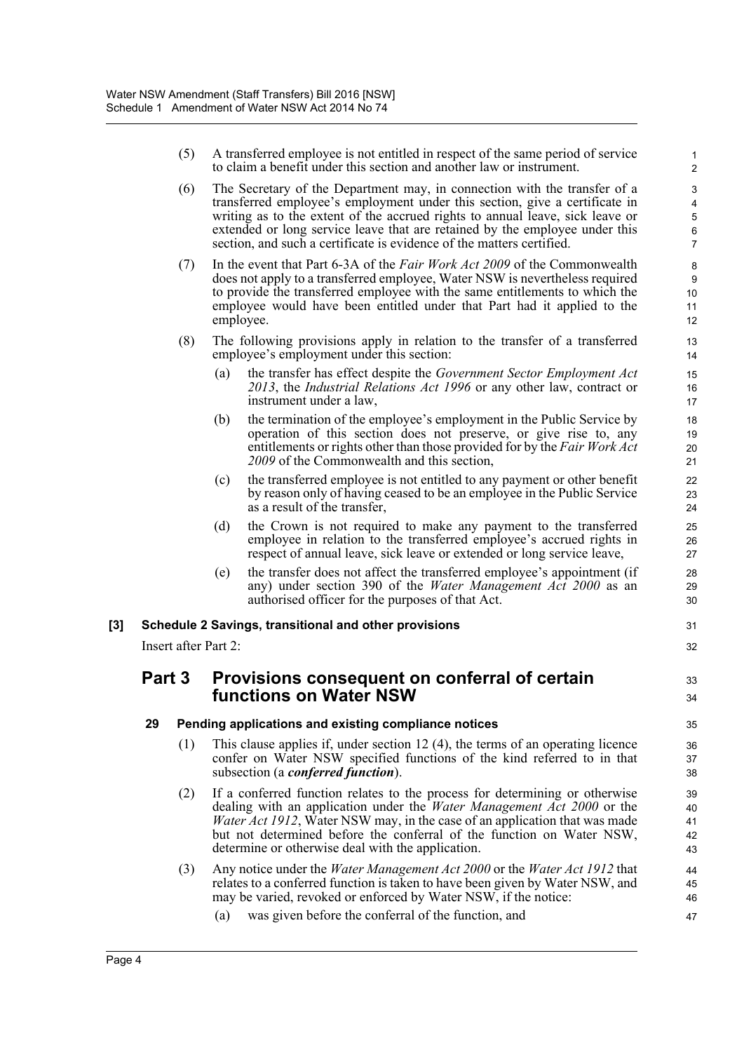(5) A transferred employee is not entitled in respect of the same period of service to claim a benefit under this section and another law or instrument.

(6) The Secretary of the Department may, in connection with the transfer of a transferred employee's employment under this section, give a certificate in writing as to the extent of the accrued rights to annual leave, sick leave or extended or long service leave that are retained by the employee under this section, and such a certificate is evidence of the matters certified.

(7) In the event that Part 6-3A of the *Fair Work Act 2009* of the Commonwealth does not apply to a transferred employee, Water NSW is nevertheless required to provide the transferred employee with the same entitlements to which the employee would have been entitled under that Part had it applied to the employee.

(8) The following provisions apply in relation to the transfer of a transferred employee's employment under this section:

(a) the transfer has effect despite the *Government Sector Employment Act 2013*, the *Industrial Relations Act 1996* or any other law, contract or instrument under a law,

(b) the termination of the employee's employment in the Public Service by operation of this section does not preserve, or give rise to, any entitlements or rights other than those provided for by the *Fair Work Act 2009* of the Commonwealth and this section,

(c) the transferred employee is not entitled to any payment or other benefit by reason only of having ceased to be an employee in the Public Service as a result of the transfer,

(d) the Crown is not required to make any payment to the transferred employee in relation to the transferred employee's accrued rights in respect of annual leave, sick leave or extended or long service leave,

(e) the transfer does not affect the transferred employee's appointment (if any) under section 390 of the *Water Management Act 2000* as an authorised officer for the purposes of that Act.

**[3] Schedule 2 Savings, transitional and other provisions**

Insert after Part 2:

## Part 3 Provisions consequent on conferral of certain functions on Water NSW

### 29 Pending applications and existing compliance notices

(1) This clause applies if, under section 12 (4), the terms of an operating licence confer on Water NSW specified functions of the kind referred to in that subsection (a ***conferred function***).

(2) If a conferred function relates to the process for determining or otherwise dealing with an application under the *Water Management Act 2000* or the *Water Act 1912*, Water NSW may, in the case of an application that was made but not determined before the conferral of the function on Water NSW, determine or otherwise deal with the application.

(3) Any notice under the *Water Management Act 2000* or the *Water Act 1912* that relates to a conferred function is taken to have been given by Water NSW, and may be varied, revoked or enforced by Water NSW, if the notice:

(a) was given before the conferral of the function, and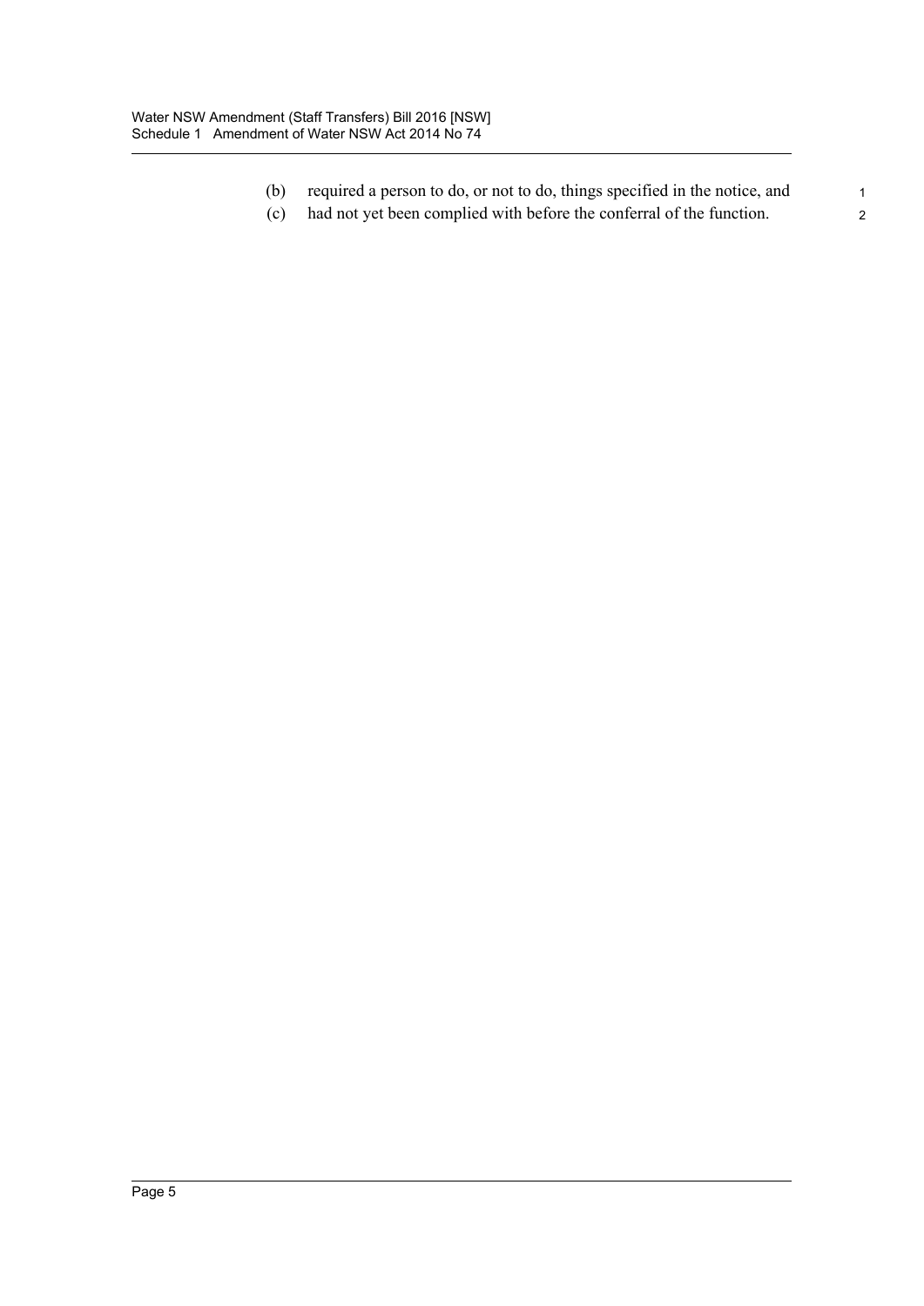(b) required a person to do, or not to do, things specified in the notice, and

(c) had not yet been complied with before the conferral of the function.